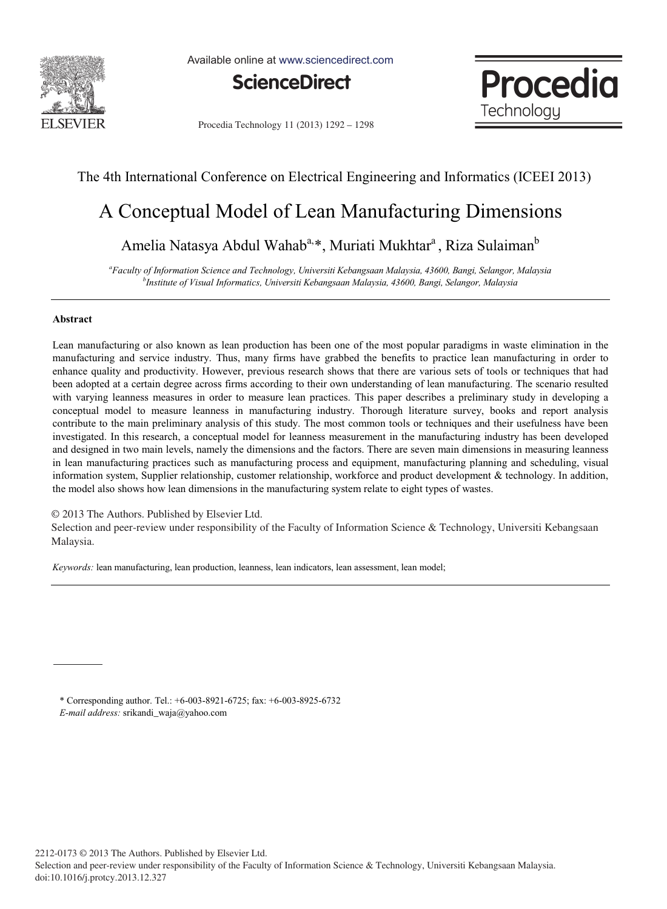The 4th International Conference on Electrical Engineering and Informatics (ICEEI 2013)

# A Conceptual Model of Lean Manufacturing Dimensions

Amelia Natasya Abdul Wahab[a,*], Muriati Mukhtar[a], Riza Sulaiman[b]

[a]*Faculty of Information Science and Technology, Universiti Kebangsaan Malaysia, 43600, Bangi, Selangor, Malaysia*
[b]*Institute of Visual Informatics, Universiti Kebangsaan Malaysia, 43600, Bangi, Selangor, Malaysia*

---

### Abstract

Lean manufacturing or also known as lean production has been one of the most popular paradigms in waste elimination in the manufacturing and service industry. Thus, many firms have grabbed the benefits to practice lean manufacturing in order to enhance quality and productivity. However, previous research shows that there are various sets of tools or techniques that had been adopted at a certain degree across firms according to their own understanding of lean manufacturing. The scenario resulted with varying leanness measures in order to measure lean practices. This paper describes a preliminary study in developing a conceptual model to measure leanness in manufacturing industry. Thorough literature survey, books and report analysis contribute to the main preliminary analysis of this study. The most common tools or techniques and their usefulness have been investigated. In this research, a conceptual model for leanness measurement in the manufacturing industry has been developed and designed in two main levels, namely the dimensions and the factors. There are seven main dimensions in measuring leanness in lean manufacturing practices such as manufacturing process and equipment, manufacturing planning and scheduling, visual information system, Supplier relationship, customer relationship, workforce and product development & technology. In addition, the model also shows how lean dimensions in the manufacturing system relate to eight types of wastes.

© 2013 The Authors. Published by Elsevier Ltd.
Selection and peer-review under responsibility of the Faculty of Information Science & Technology, Universiti Kebangsaan Malaysia.

*Keywords:* lean manufacturing, lean production, leanness, lean indicators, lean assessment, lean model;

---

\* Corresponding author. Tel.: +6-003-8921-6725; fax: +6-003-8925-6732
*E-mail address:* srikandi_waja@yahoo.com

2212-0173 © 2013 The Authors. Published by Elsevier Ltd.
Selection and peer-review under responsibility of the Faculty of Information Science & Technology, Universiti Kebangsaan Malaysia.
doi:10.1016/j.protcy.2013.12.327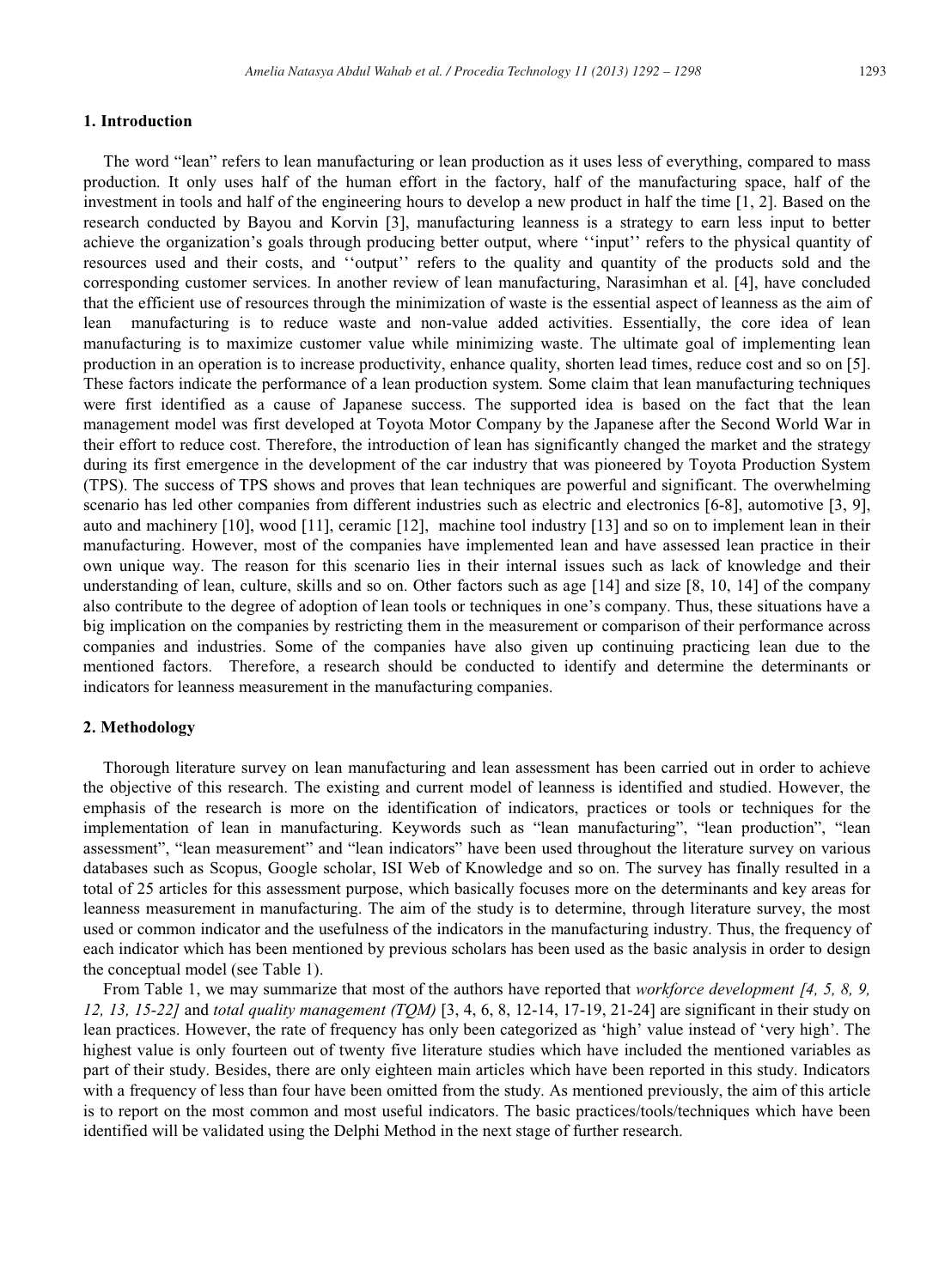## 1. Introduction

The word "lean" refers to lean manufacturing or lean production as it uses less of everything, compared to mass production. It only uses half of the human effort in the factory, half of the manufacturing space, half of the investment in tools and half of the engineering hours to develop a new product in half the time [1, 2]. Based on the research conducted by Bayou and Korvin [3], manufacturing leanness is a strategy to earn less input to better achieve the organization's goals through producing better output, where ''input'' refers to the physical quantity of resources used and their costs, and ''output'' refers to the quality and quantity of the products sold and the corresponding customer services. In another review of lean manufacturing, Narasimhan et al. [4], have concluded that the efficient use of resources through the minimization of waste is the essential aspect of leanness as the aim of lean manufacturing is to reduce waste and non-value added activities. Essentially, the core idea of lean manufacturing is to maximize customer value while minimizing waste. The ultimate goal of implementing lean production in an operation is to increase productivity, enhance quality, shorten lead times, reduce cost and so on [5]. These factors indicate the performance of a lean production system. Some claim that lean manufacturing techniques were first identified as a cause of Japanese success. The supported idea is based on the fact that the lean management model was first developed at Toyota Motor Company by the Japanese after the Second World War in their effort to reduce cost. Therefore, the introduction of lean has significantly changed the market and the strategy during its first emergence in the development of the car industry that was pioneered by Toyota Production System (TPS). The success of TPS shows and proves that lean techniques are powerful and significant. The overwhelming scenario has led other companies from different industries such as electric and electronics [6-8], automotive [3, 9], auto and machinery [10], wood [11], ceramic [12], machine tool industry [13] and so on to implement lean in their manufacturing. However, most of the companies have implemented lean and have assessed lean practice in their own unique way. The reason for this scenario lies in their internal issues such as lack of knowledge and their understanding of lean, culture, skills and so on. Other factors such as age [14] and size [8, 10, 14] of the company also contribute to the degree of adoption of lean tools or techniques in one's company. Thus, these situations have a big implication on the companies by restricting them in the measurement or comparison of their performance across companies and industries. Some of the companies have also given up continuing practicing lean due to the mentioned factors. Therefore, a research should be conducted to identify and determine the determinants or indicators for leanness measurement in the manufacturing companies.

## 2. Methodology

Thorough literature survey on lean manufacturing and lean assessment has been carried out in order to achieve the objective of this research. The existing and current model of leanness is identified and studied. However, the emphasis of the research is more on the identification of indicators, practices or tools or techniques for the implementation of lean in manufacturing. Keywords such as "lean manufacturing", "lean production", "lean assessment", "lean measurement" and "lean indicators" have been used throughout the literature survey on various databases such as Scopus, Google scholar, ISI Web of Knowledge and so on. The survey has finally resulted in a total of 25 articles for this assessment purpose, which basically focuses more on the determinants and key areas for leanness measurement in manufacturing. The aim of the study is to determine, through literature survey, the most used or common indicator and the usefulness of the indicators in the manufacturing industry. Thus, the frequency of each indicator which has been mentioned by previous scholars has been used as the basic analysis in order to design the conceptual model (see Table 1).

From Table 1, we may summarize that most of the authors have reported that *workforce development [4, 5, 8, 9, 12, 13, 15-22]* and *total quality management (TQM)* [3, 4, 6, 8, 12-14, 17-19, 21-24] are significant in their study on lean practices. However, the rate of frequency has only been categorized as 'high' value instead of 'very high'. The highest value is only fourteen out of twenty five literature studies which have included the mentioned variables as part of their study. Besides, there are only eighteen main articles which have been reported in this study. Indicators with a frequency of less than four have been omitted from the study. As mentioned previously, the aim of this article is to report on the most common and most useful indicators. The basic practices/tools/techniques which have been identified will be validated using the Delphi Method in the next stage of further research.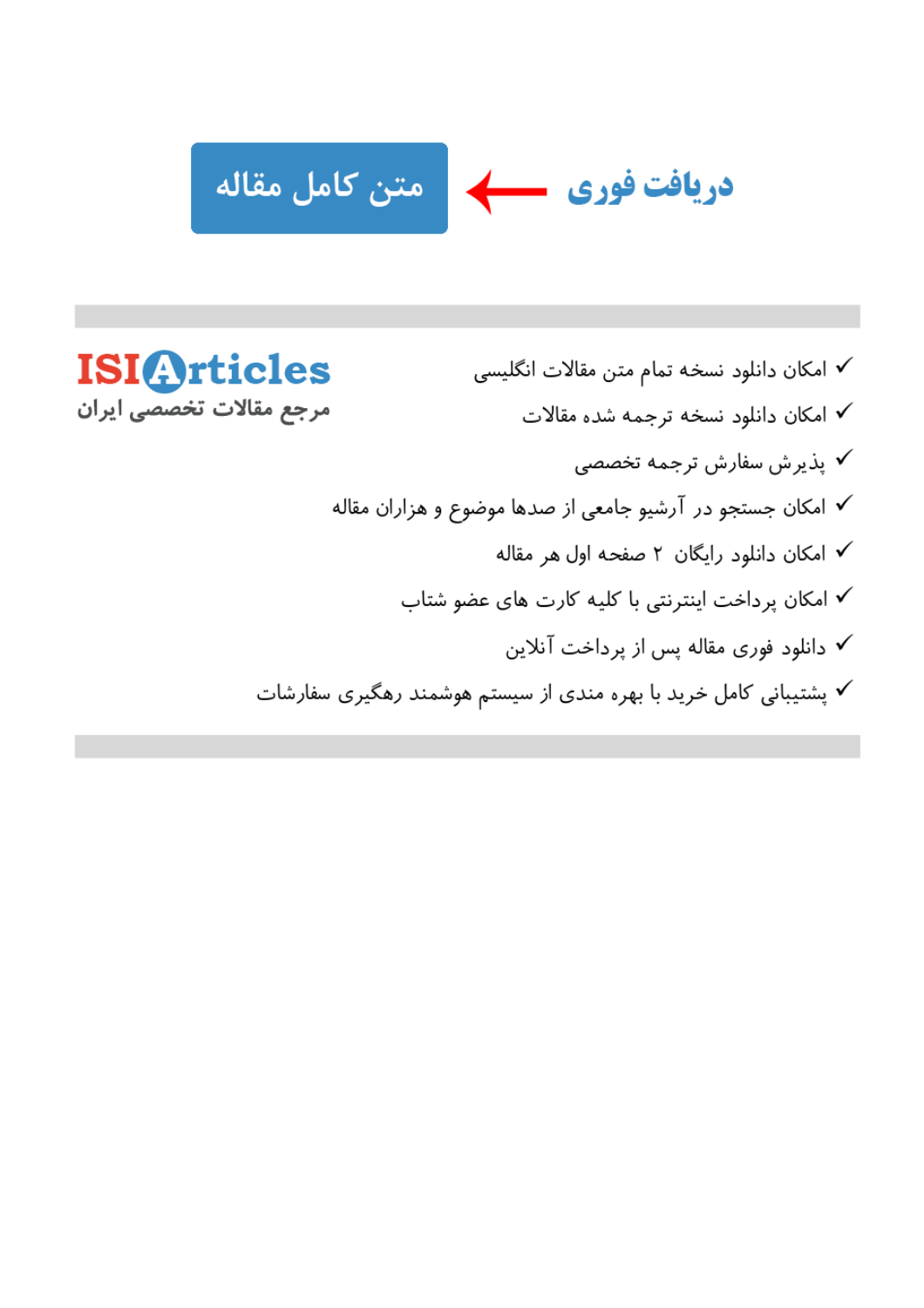دریافت فوری ← متن کامل مقاله

**ISIArticles**
مرجع مقالات تخصصی ایران

- ✓ امکان دانلود نسخه تمام متن مقالات انگلیسی
- ✓ امکان دانلود نسخه ترجمه شده مقالات
- ✓ پذیرش سفارش ترجمه تخصصی
- ✓ امکان جستجو در آرشیو جامعی از صدها موضوع و هزاران مقاله
- ✓ امکان دانلود رایگان ۲ صفحه اول هر مقاله
- ✓ امکان پرداخت اینترنتی با کلیه کارت های عضو شتاب
- ✓ دانلود فوری مقاله پس از پرداخت آنلاین
- ✓ پشتیبانی کامل خرید با بهره مندی از سیستم هوشمند رهگیری سفارشات